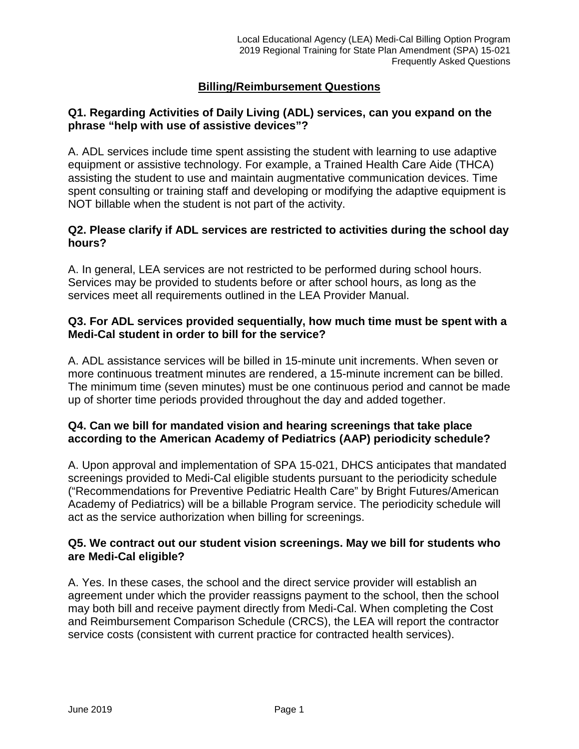## Billing/Reimbursement Questions

**Q1. Regarding Activities of Daily Living (ADL) services, can you expand on the phrase "help with use of assistive devices"?**

A. ADL services include time spent assisting the student with learning to use adaptive equipment or assistive technology. For example, a Trained Health Care Aide (THCA) assisting the student to use and maintain augmentative communication devices. Time spent consulting or training staff and developing or modifying the adaptive equipment is NOT billable when the student is not part of the activity.

**Q2. Please clarify if ADL services are restricted to activities during the school day hours?**

A. In general, LEA services are not restricted to be performed during school hours. Services may be provided to students before or after school hours, as long as the services meet all requirements outlined in the LEA Provider Manual.

**Q3. For ADL services provided sequentially, how much time must be spent with a Medi-Cal student in order to bill for the service?**

A. ADL assistance services will be billed in 15-minute unit increments. When seven or more continuous treatment minutes are rendered, a 15-minute increment can be billed. The minimum time (seven minutes) must be one continuous period and cannot be made up of shorter time periods provided throughout the day and added together.

**Q4. Can we bill for mandated vision and hearing screenings that take place according to the American Academy of Pediatrics (AAP) periodicity schedule?**

A. Upon approval and implementation of SPA 15-021, DHCS anticipates that mandated screenings provided to Medi-Cal eligible students pursuant to the periodicity schedule ("Recommendations for Preventive Pediatric Health Care" by Bright Futures/American Academy of Pediatrics) will be a billable Program service. The periodicity schedule will act as the service authorization when billing for screenings.

**Q5. We contract out our student vision screenings. May we bill for students who are Medi-Cal eligible?**

A. Yes. In these cases, the school and the direct service provider will establish an agreement under which the provider reassigns payment to the school, then the school may both bill and receive payment directly from Medi-Cal. When completing the Cost and Reimbursement Comparison Schedule (CRCS), the LEA will report the contractor service costs (consistent with current practice for contracted health services).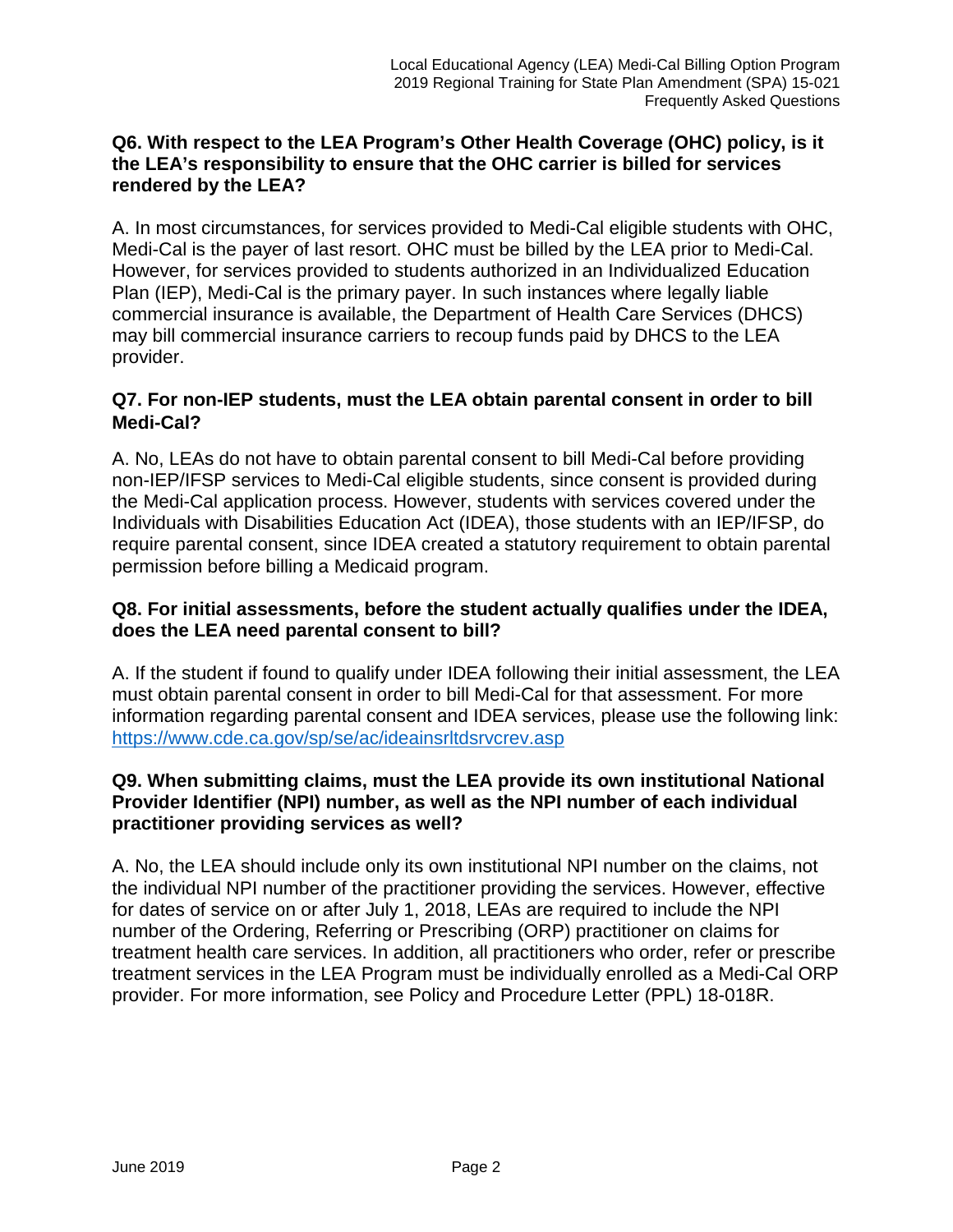**Q6. With respect to the LEA Program's Other Health Coverage (OHC) policy, is it the LEA's responsibility to ensure that the OHC carrier is billed for services rendered by the LEA?**

A. In most circumstances, for services provided to Medi-Cal eligible students with OHC, Medi-Cal is the payer of last resort. OHC must be billed by the LEA prior to Medi-Cal. However, for services provided to students authorized in an Individualized Education Plan (IEP), Medi-Cal is the primary payer. In such instances where legally liable commercial insurance is available, the Department of Health Care Services (DHCS) may bill commercial insurance carriers to recoup funds paid by DHCS to the LEA provider.

**Q7. For non-IEP students, must the LEA obtain parental consent in order to bill Medi-Cal?**

A. No, LEAs do not have to obtain parental consent to bill Medi-Cal before providing non-IEP/IFSP services to Medi-Cal eligible students, since consent is provided during the Medi-Cal application process. However, students with services covered under the Individuals with Disabilities Education Act (IDEA), those students with an IEP/IFSP, do require parental consent, since IDEA created a statutory requirement to obtain parental permission before billing a Medicaid program.

**Q8. For initial assessments, before the student actually qualifies under the IDEA, does the LEA need parental consent to bill?**

A. If the student if found to qualify under IDEA following their initial assessment, the LEA must obtain parental consent in order to bill Medi-Cal for that assessment. For more information regarding parental consent and IDEA services, please use the following link: https://www.cde.ca.gov/sp/se/ac/ideainsrltdsrvcrev.asp

**Q9. When submitting claims, must the LEA provide its own institutional National Provider Identifier (NPI) number, as well as the NPI number of each individual practitioner providing services as well?**

A. No, the LEA should include only its own institutional NPI number on the claims, not the individual NPI number of the practitioner providing the services. However, effective for dates of service on or after July 1, 2018, LEAs are required to include the NPI number of the Ordering, Referring or Prescribing (ORP) practitioner on claims for treatment health care services. In addition, all practitioners who order, refer or prescribe treatment services in the LEA Program must be individually enrolled as a Medi-Cal ORP provider. For more information, see Policy and Procedure Letter (PPL) 18-018R.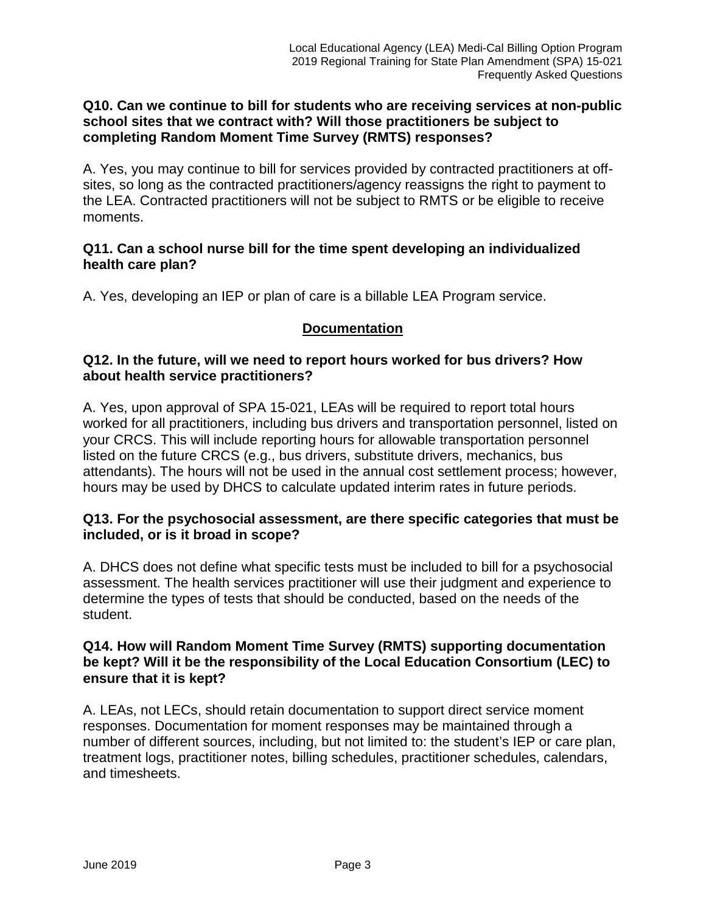**Q10. Can we continue to bill for students who are receiving services at non-public school sites that we contract with? Will those practitioners be subject to completing Random Moment Time Survey (RMTS) responses?**

A. Yes, you may continue to bill for services provided by contracted practitioners at off-sites, so long as the contracted practitioners/agency reassigns the right to payment to the LEA. Contracted practitioners will not be subject to RMTS or be eligible to receive moments.

**Q11. Can a school nurse bill for the time spent developing an individualized health care plan?**

A. Yes, developing an IEP or plan of care is a billable LEA Program service.

## Documentation

**Q12. In the future, will we need to report hours worked for bus drivers? How about health service practitioners?**

A. Yes, upon approval of SPA 15-021, LEAs will be required to report total hours worked for all practitioners, including bus drivers and transportation personnel, listed on your CRCS. This will include reporting hours for allowable transportation personnel listed on the future CRCS (e.g., bus drivers, substitute drivers, mechanics, bus attendants). The hours will not be used in the annual cost settlement process; however, hours may be used by DHCS to calculate updated interim rates in future periods.

**Q13. For the psychosocial assessment, are there specific categories that must be included, or is it broad in scope?**

A. DHCS does not define what specific tests must be included to bill for a psychosocial assessment. The health services practitioner will use their judgment and experience to determine the types of tests that should be conducted, based on the needs of the student.

**Q14. How will Random Moment Time Survey (RMTS) supporting documentation be kept? Will it be the responsibility of the Local Education Consortium (LEC) to ensure that it is kept?**

A. LEAs, not LECs, should retain documentation to support direct service moment responses. Documentation for moment responses may be maintained through a number of different sources, including, but not limited to: the student's IEP or care plan, treatment logs, practitioner notes, billing schedules, practitioner schedules, calendars, and timesheets.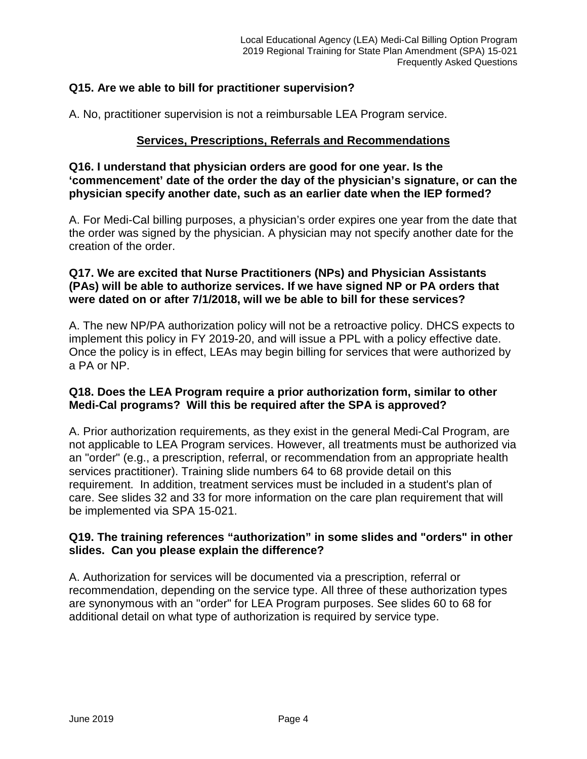**Q15. Are we able to bill for practitioner supervision?**

A. No, practitioner supervision is not a reimbursable LEA Program service.

## Services, Prescriptions, Referrals and Recommendations

**Q16. I understand that physician orders are good for one year. Is the 'commencement' date of the order the day of the physician's signature, or can the physician specify another date, such as an earlier date when the IEP formed?**

A. For Medi-Cal billing purposes, a physician's order expires one year from the date that the order was signed by the physician. A physician may not specify another date for the creation of the order.

**Q17. We are excited that Nurse Practitioners (NPs) and Physician Assistants (PAs) will be able to authorize services. If we have signed NP or PA orders that were dated on or after 7/1/2018, will we be able to bill for these services?**

A. The new NP/PA authorization policy will not be a retroactive policy. DHCS expects to implement this policy in FY 2019-20, and will issue a PPL with a policy effective date. Once the policy is in effect, LEAs may begin billing for services that were authorized by a PA or NP.

**Q18. Does the LEA Program require a prior authorization form, similar to other Medi-Cal programs? Will this be required after the SPA is approved?**

A. Prior authorization requirements, as they exist in the general Medi-Cal Program, are not applicable to LEA Program services. However, all treatments must be authorized via an "order" (e.g., a prescription, referral, or recommendation from an appropriate health services practitioner). Training slide numbers 64 to 68 provide detail on this requirement. In addition, treatment services must be included in a student's plan of care. See slides 32 and 33 for more information on the care plan requirement that will be implemented via SPA 15-021.

**Q19. The training references "authorization" in some slides and "orders" in other slides. Can you please explain the difference?**

A. Authorization for services will be documented via a prescription, referral or recommendation, depending on the service type. All three of these authorization types are synonymous with an "order" for LEA Program purposes. See slides 60 to 68 for additional detail on what type of authorization is required by service type.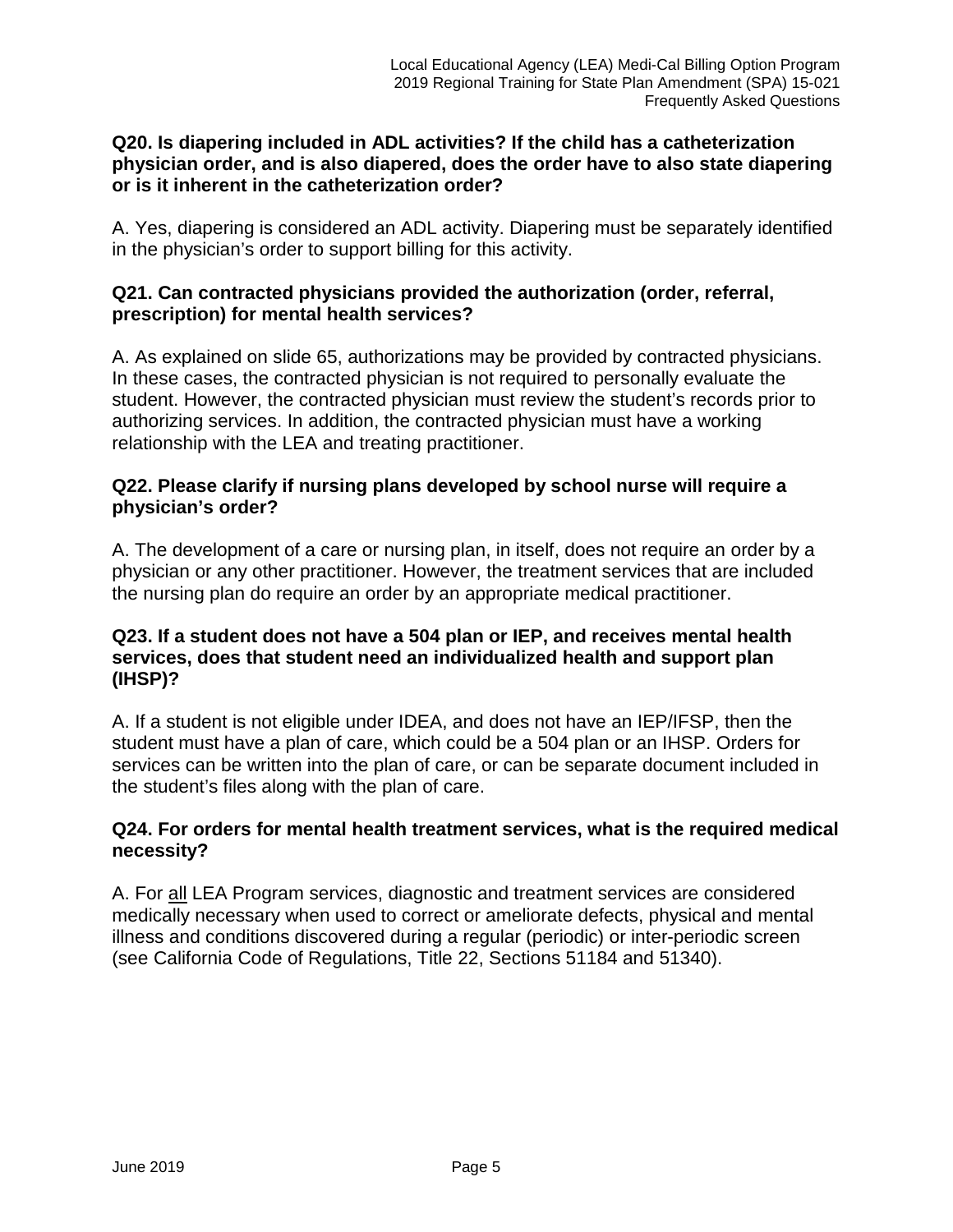**Q20. Is diapering included in ADL activities? If the child has a catheterization physician order, and is also diapered, does the order have to also state diapering or is it inherent in the catheterization order?**

A. Yes, diapering is considered an ADL activity. Diapering must be separately identified in the physician's order to support billing for this activity.

**Q21. Can contracted physicians provided the authorization (order, referral, prescription) for mental health services?**

A. As explained on slide 65, authorizations may be provided by contracted physicians. In these cases, the contracted physician is not required to personally evaluate the student. However, the contracted physician must review the student's records prior to authorizing services. In addition, the contracted physician must have a working relationship with the LEA and treating practitioner.

**Q22. Please clarify if nursing plans developed by school nurse will require a physician's order?**

A. The development of a care or nursing plan, in itself, does not require an order by a physician or any other practitioner. However, the treatment services that are included the nursing plan do require an order by an appropriate medical practitioner.

**Q23. If a student does not have a 504 plan or IEP, and receives mental health services, does that student need an individualized health and support plan (IHSP)?**

A. If a student is not eligible under IDEA, and does not have an IEP/IFSP, then the student must have a plan of care, which could be a 504 plan or an IHSP. Orders for services can be written into the plan of care, or can be separate document included in the student's files along with the plan of care.

**Q24. For orders for mental health treatment services, what is the required medical necessity?**

A. For <u>all</u> LEA Program services, diagnostic and treatment services are considered medically necessary when used to correct or ameliorate defects, physical and mental illness and conditions discovered during a regular (periodic) or inter-periodic screen (see California Code of Regulations, Title 22, Sections 51184 and 51340).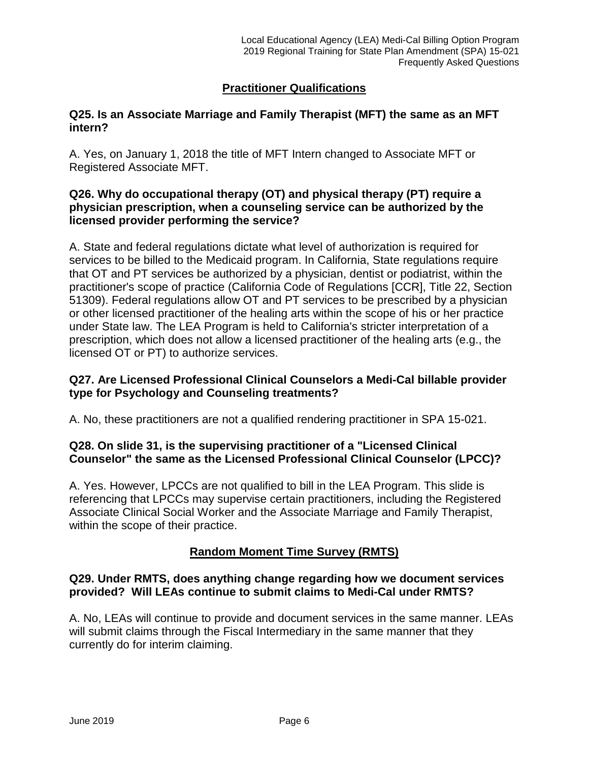## Practitioner Qualifications

**Q25. Is an Associate Marriage and Family Therapist (MFT) the same as an MFT intern?**

A. Yes, on January 1, 2018 the title of MFT Intern changed to Associate MFT or Registered Associate MFT.

**Q26. Why do occupational therapy (OT) and physical therapy (PT) require a physician prescription, when a counseling service can be authorized by the licensed provider performing the service?**

A. State and federal regulations dictate what level of authorization is required for services to be billed to the Medicaid program. In California, State regulations require that OT and PT services be authorized by a physician, dentist or podiatrist, within the practitioner's scope of practice (California Code of Regulations [CCR], Title 22, Section 51309). Federal regulations allow OT and PT services to be prescribed by a physician or other licensed practitioner of the healing arts within the scope of his or her practice under State law. The LEA Program is held to California's stricter interpretation of a prescription, which does not allow a licensed practitioner of the healing arts (e.g., the licensed OT or PT) to authorize services.

**Q27. Are Licensed Professional Clinical Counselors a Medi-Cal billable provider type for Psychology and Counseling treatments?**

A. No, these practitioners are not a qualified rendering practitioner in SPA 15-021.

**Q28. On slide 31, is the supervising practitioner of a "Licensed Clinical Counselor" the same as the Licensed Professional Clinical Counselor (LPCC)?**

A. Yes. However, LPCCs are not qualified to bill in the LEA Program. This slide is referencing that LPCCs may supervise certain practitioners, including the Registered Associate Clinical Social Worker and the Associate Marriage and Family Therapist, within the scope of their practice.

## Random Moment Time Survey (RMTS)

**Q29. Under RMTS, does anything change regarding how we document services provided? Will LEAs continue to submit claims to Medi-Cal under RMTS?**

A. No, LEAs will continue to provide and document services in the same manner. LEAs will submit claims through the Fiscal Intermediary in the same manner that they currently do for interim claiming.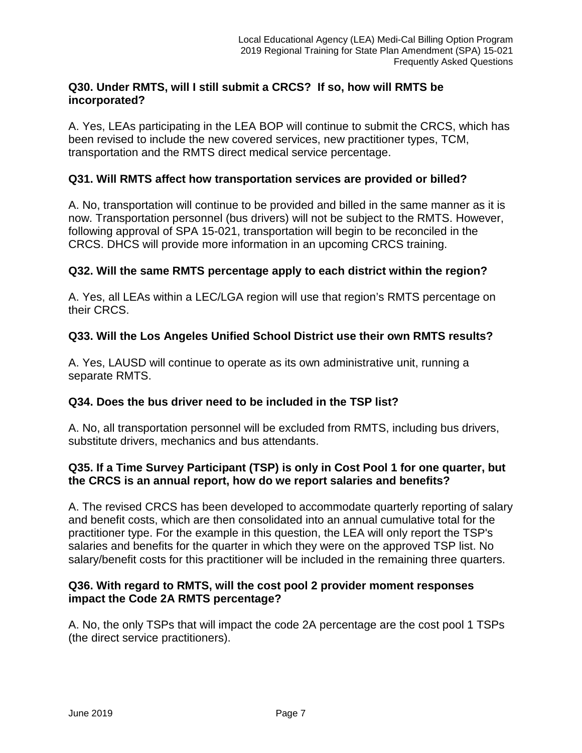**Q30. Under RMTS, will I still submit a CRCS? If so, how will RMTS be incorporated?**

A. Yes, LEAs participating in the LEA BOP will continue to submit the CRCS, which has been revised to include the new covered services, new practitioner types, TCM, transportation and the RMTS direct medical service percentage.

**Q31. Will RMTS affect how transportation services are provided or billed?**

A. No, transportation will continue to be provided and billed in the same manner as it is now. Transportation personnel (bus drivers) will not be subject to the RMTS. However, following approval of SPA 15-021, transportation will begin to be reconciled in the CRCS. DHCS will provide more information in an upcoming CRCS training.

**Q32. Will the same RMTS percentage apply to each district within the region?**

A. Yes, all LEAs within a LEC/LGA region will use that region's RMTS percentage on their CRCS.

**Q33. Will the Los Angeles Unified School District use their own RMTS results?**

A. Yes, LAUSD will continue to operate as its own administrative unit, running a separate RMTS.

**Q34. Does the bus driver need to be included in the TSP list?**

A. No, all transportation personnel will be excluded from RMTS, including bus drivers, substitute drivers, mechanics and bus attendants.

**Q35. If a Time Survey Participant (TSP) is only in Cost Pool 1 for one quarter, but the CRCS is an annual report, how do we report salaries and benefits?**

A. The revised CRCS has been developed to accommodate quarterly reporting of salary and benefit costs, which are then consolidated into an annual cumulative total for the practitioner type. For the example in this question, the LEA will only report the TSP's salaries and benefits for the quarter in which they were on the approved TSP list. No salary/benefit costs for this practitioner will be included in the remaining three quarters.

**Q36. With regard to RMTS, will the cost pool 2 provider moment responses impact the Code 2A RMTS percentage?**

A. No, the only TSPs that will impact the code 2A percentage are the cost pool 1 TSPs (the direct service practitioners).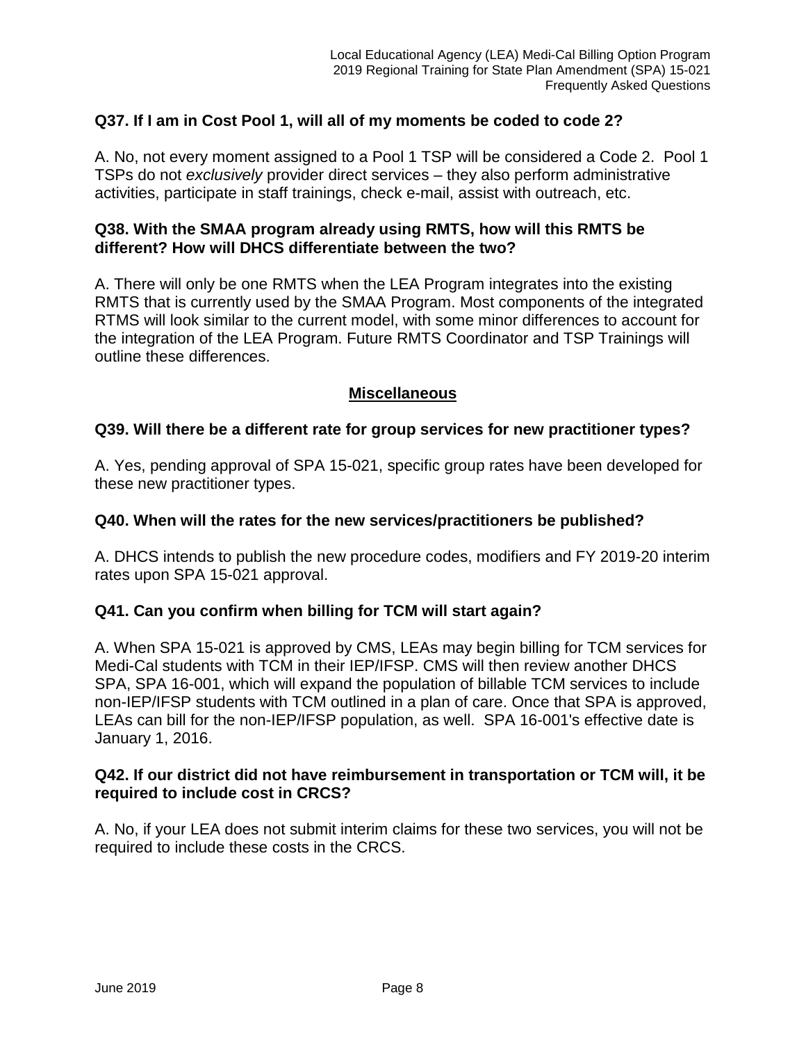**Q37. If I am in Cost Pool 1, will all of my moments be coded to code 2?**

A. No, not every moment assigned to a Pool 1 TSP will be considered a Code 2. Pool 1 TSPs do not *exclusively* provider direct services – they also perform administrative activities, participate in staff trainings, check e-mail, assist with outreach, etc.

**Q38. With the SMAA program already using RMTS, how will this RMTS be different? How will DHCS differentiate between the two?**

A. There will only be one RMTS when the LEA Program integrates into the existing RMTS that is currently used by the SMAA Program. Most components of the integrated RTMS will look similar to the current model, with some minor differences to account for the integration of the LEA Program. Future RMTS Coordinator and TSP Trainings will outline these differences.

## Miscellaneous

**Q39. Will there be a different rate for group services for new practitioner types?**

A. Yes, pending approval of SPA 15-021, specific group rates have been developed for these new practitioner types.

**Q40. When will the rates for the new services/practitioners be published?**

A. DHCS intends to publish the new procedure codes, modifiers and FY 2019-20 interim rates upon SPA 15-021 approval.

**Q41. Can you confirm when billing for TCM will start again?**

A. When SPA 15-021 is approved by CMS, LEAs may begin billing for TCM services for Medi-Cal students with TCM in their IEP/IFSP. CMS will then review another DHCS SPA, SPA 16-001, which will expand the population of billable TCM services to include non-IEP/IFSP students with TCM outlined in a plan of care. Once that SPA is approved, LEAs can bill for the non-IEP/IFSP population, as well. SPA 16-001's effective date is January 1, 2016.

**Q42. If our district did not have reimbursement in transportation or TCM will, it be required to include cost in CRCS?**

A. No, if your LEA does not submit interim claims for these two services, you will not be required to include these costs in the CRCS.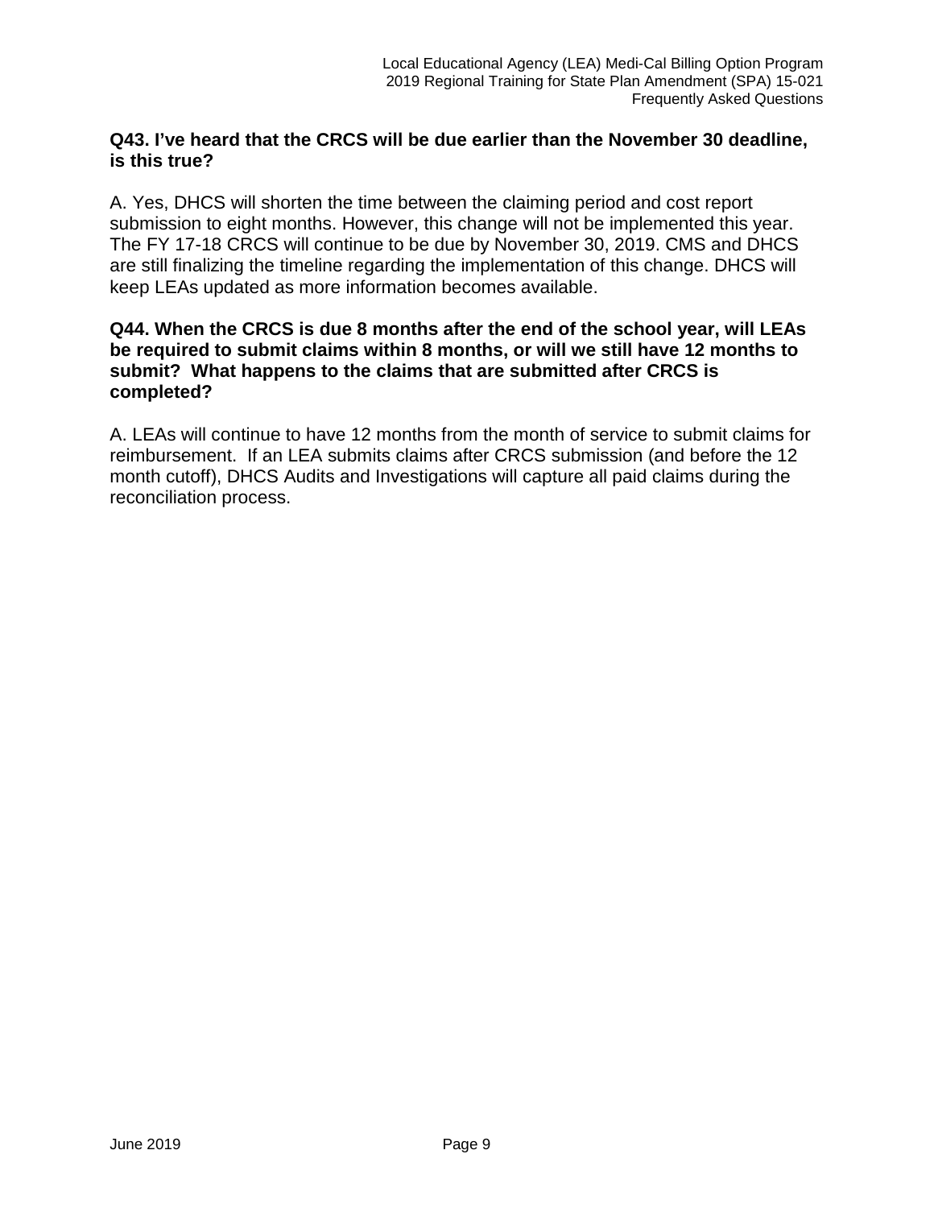**Q43. I've heard that the CRCS will be due earlier than the November 30 deadline, is this true?**

A. Yes, DHCS will shorten the time between the claiming period and cost report submission to eight months. However, this change will not be implemented this year. The FY 17-18 CRCS will continue to be due by November 30, 2019. CMS and DHCS are still finalizing the timeline regarding the implementation of this change. DHCS will keep LEAs updated as more information becomes available.

**Q44. When the CRCS is due 8 months after the end of the school year, will LEAs be required to submit claims within 8 months, or will we still have 12 months to submit? What happens to the claims that are submitted after CRCS is completed?**

A. LEAs will continue to have 12 months from the month of service to submit claims for reimbursement. If an LEA submits claims after CRCS submission (and before the 12 month cutoff), DHCS Audits and Investigations will capture all paid claims during the reconciliation process.